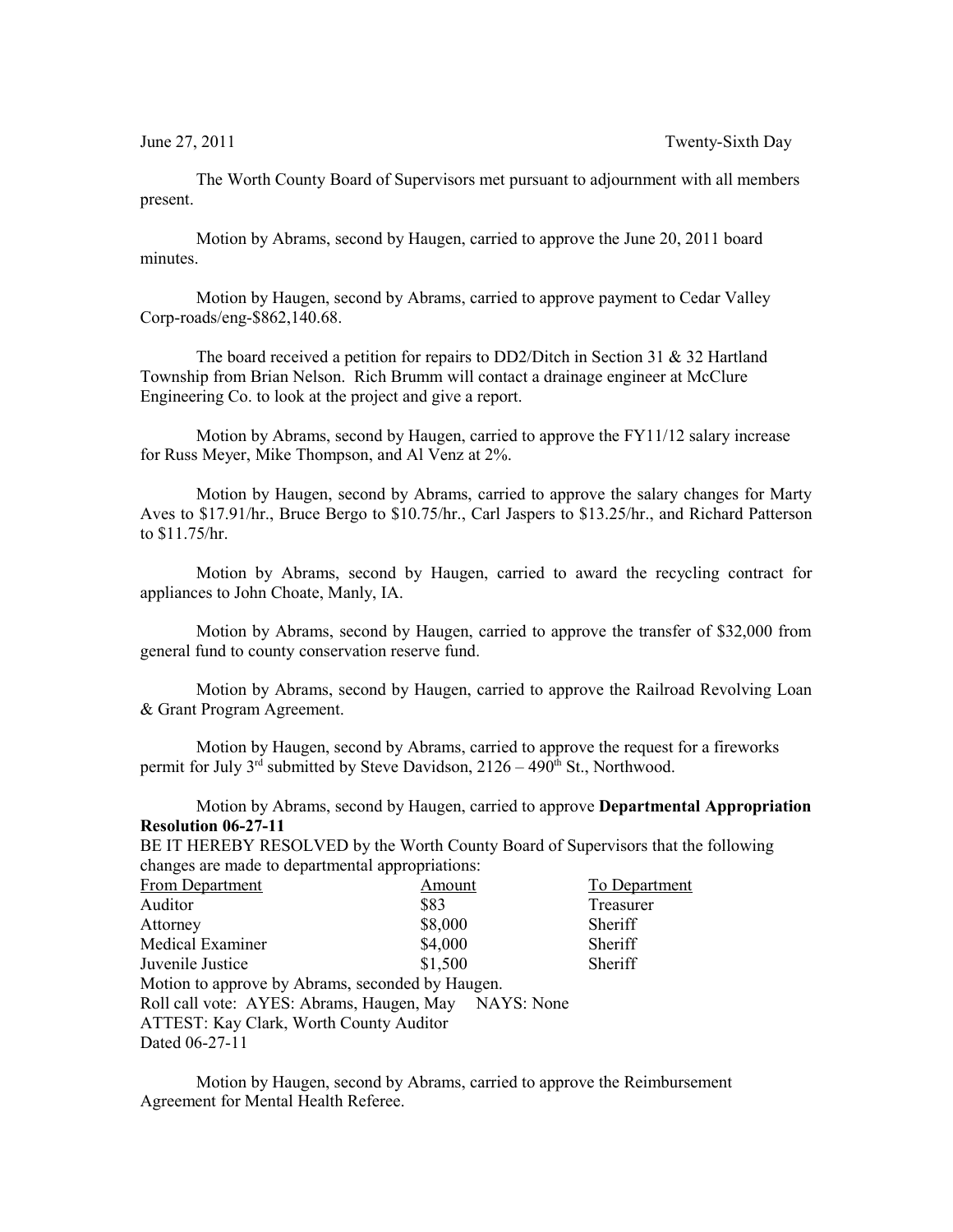June 27, 2011 Twenty-Sixth Day

The Worth County Board of Supervisors met pursuant to adjournment with all members present.

Motion by Abrams, second by Haugen, carried to approve the June 20, 2011 board minutes.

Motion by Haugen, second by Abrams, carried to approve payment to Cedar Valley Corp-roads/eng-$862,140.68.

The board received a petition for repairs to DD2/Ditch in Section 31 & 32 Hartland Township from Brian Nelson. Rich Brumm will contact a drainage engineer at McClure Engineering Co. to look at the project and give a report.

Motion by Abrams, second by Haugen, carried to approve the FY11/12 salary increase for Russ Meyer, Mike Thompson, and Al Venz at 2%.

Motion by Haugen, second by Abrams, carried to approve the salary changes for Marty Aves to $17.91/hr., Bruce Bergo to $10.75/hr., Carl Jaspers to $13.25/hr., and Richard Patterson to $11.75/hr.

Motion by Abrams, second by Haugen, carried to award the recycling contract for appliances to John Choate, Manly, IA.

Motion by Abrams, second by Haugen, carried to approve the transfer of $32,000 from general fund to county conservation reserve fund.

Motion by Abrams, second by Haugen, carried to approve the Railroad Revolving Loan & Grant Program Agreement.

Motion by Haugen, second by Abrams, carried to approve the request for a fireworks permit for July 3rd submitted by Steve Davidson, 2126 – 490th St., Northwood.

Motion by Abrams, second by Haugen, carried to approve **Departmental Appropriation Resolution 06-27-11**

BE IT HEREBY RESOLVED by the Worth County Board of Supervisors that the following changes are made to departmental appropriations:

| From Department | Amount | To Department |
|---|---|---|
| Auditor | $83 | Treasurer |
| Attorney | $8,000 | Sheriff |
| Medical Examiner | $4,000 | Sheriff |
| Juvenile Justice | $1,500 | Sheriff |

Motion to approve by Abrams, seconded by Haugen.
Roll call vote: AYES: Abrams, Haugen, May NAYS: None
ATTEST: Kay Clark, Worth County Auditor
Dated 06-27-11

Motion by Haugen, second by Abrams, carried to approve the Reimbursement Agreement for Mental Health Referee.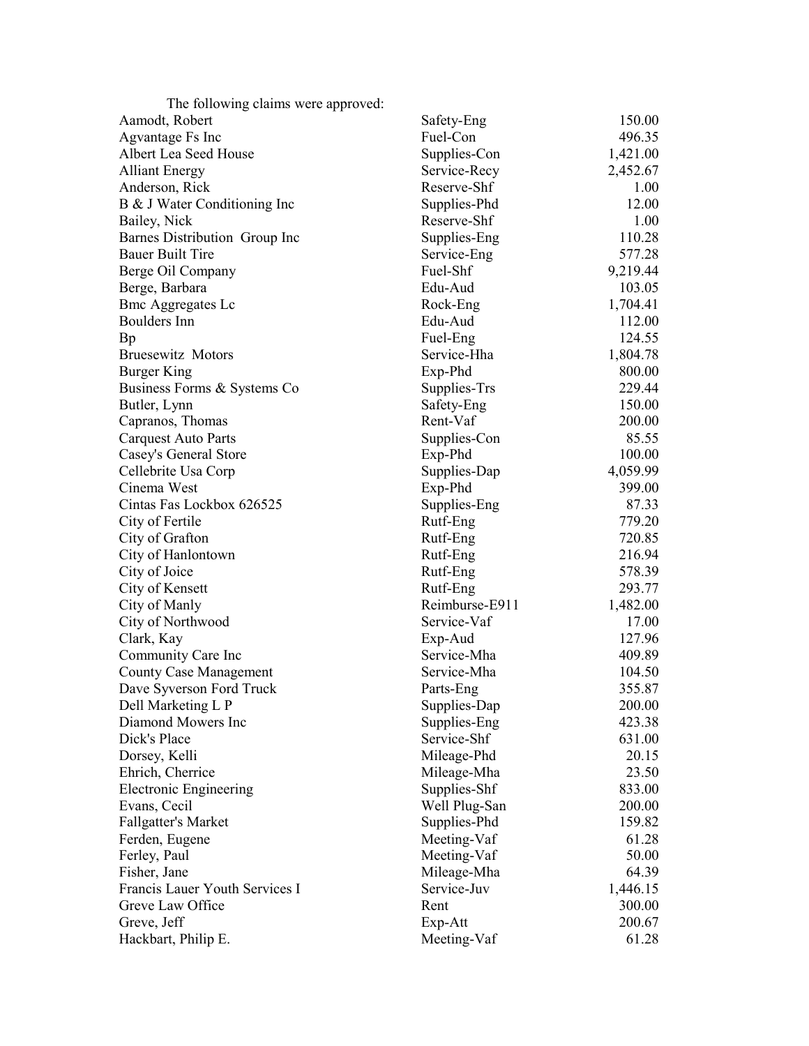The following claims were approved:

| Vendor | Description | Amount |
|---|---|---|
| Aamodt, Robert | Safety-Eng | 150.00 |
| Agvantage Fs Inc | Fuel-Con | 496.35 |
| Albert Lea Seed House | Supplies-Con | 1,421.00 |
| Alliant Energy | Service-Recy | 2,452.67 |
| Anderson, Rick | Reserve-Shf | 1.00 |
| B & J Water Conditioning Inc | Supplies-Phd | 12.00 |
| Bailey, Nick | Reserve-Shf | 1.00 |
| Barnes Distribution Group Inc | Supplies-Eng | 110.28 |
| Bauer Built Tire | Service-Eng | 577.28 |
| Berge Oil Company | Fuel-Shf | 9,219.44 |
| Berge, Barbara | Edu-Aud | 103.05 |
| Bmc Aggregates Lc | Rock-Eng | 1,704.41 |
| Boulders Inn | Edu-Aud | 112.00 |
| Bp | Fuel-Eng | 124.55 |
| Bruesewitz Motors | Service-Hha | 1,804.78 |
| Burger King | Exp-Phd | 800.00 |
| Business Forms & Systems Co | Supplies-Trs | 229.44 |
| Butler, Lynn | Safety-Eng | 150.00 |
| Capranos, Thomas | Rent-Vaf | 200.00 |
| Carquest Auto Parts | Supplies-Con | 85.55 |
| Casey's General Store | Exp-Phd | 100.00 |
| Cellebrite Usa Corp | Supplies-Dap | 4,059.99 |
| Cinema West | Exp-Phd | 399.00 |
| Cintas Fas Lockbox 626525 | Supplies-Eng | 87.33 |
| City of Fertile | Rutf-Eng | 779.20 |
| City of Grafton | Rutf-Eng | 720.85 |
| City of Hanlontown | Rutf-Eng | 216.94 |
| City of Joice | Rutf-Eng | 578.39 |
| City of Kensett | Rutf-Eng | 293.77 |
| City of Manly | Reimburse-E911 | 1,482.00 |
| City of Northwood | Service-Vaf | 17.00 |
| Clark, Kay | Exp-Aud | 127.96 |
| Community Care Inc | Service-Mha | 409.89 |
| County Case Management | Service-Mha | 104.50 |
| Dave Syverson Ford Truck | Parts-Eng | 355.87 |
| Dell Marketing L P | Supplies-Dap | 200.00 |
| Diamond Mowers Inc | Supplies-Eng | 423.38 |
| Dick's Place | Service-Shf | 631.00 |
| Dorsey, Kelli | Mileage-Phd | 20.15 |
| Ehrich, Cherrice | Mileage-Mha | 23.50 |
| Electronic Engineering | Supplies-Shf | 833.00 |
| Evans, Cecil | Well Plug-San | 200.00 |
| Fallgatter's Market | Supplies-Phd | 159.82 |
| Ferden, Eugene | Meeting-Vaf | 61.28 |
| Ferley, Paul | Meeting-Vaf | 50.00 |
| Fisher, Jane | Mileage-Mha | 64.39 |
| Francis Lauer Youth Services I | Service-Juv | 1,446.15 |
| Greve Law Office | Rent | 300.00 |
| Greve, Jeff | Exp-Att | 200.67 |
| Hackbart, Philip E. | Meeting-Vaf | 61.28 |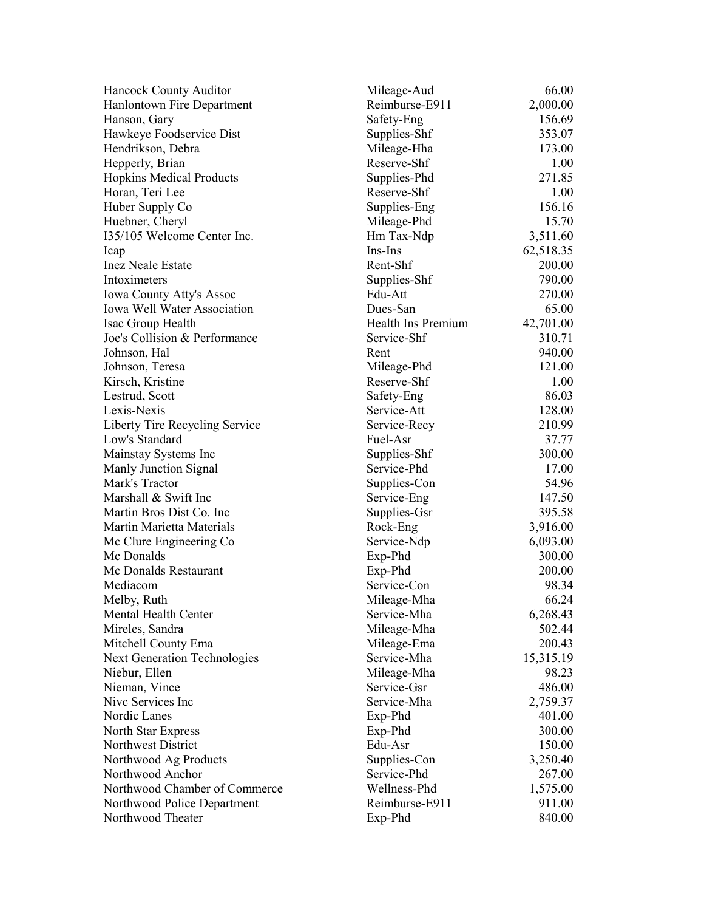| | | |
|---|---|---|
| Hancock County Auditor | Mileage-Aud | 66.00 |
| Hanlontown Fire Department | Reimburse-E911 | 2,000.00 |
| Hanson, Gary | Safety-Eng | 156.69 |
| Hawkeye Foodservice Dist | Supplies-Shf | 353.07 |
| Hendrikson, Debra | Mileage-Hha | 173.00 |
| Hepperly, Brian | Reserve-Shf | 1.00 |
| Hopkins Medical Products | Supplies-Phd | 271.85 |
| Horan, Teri Lee | Reserve-Shf | 1.00 |
| Huber Supply Co | Supplies-Eng | 156.16 |
| Huebner, Cheryl | Mileage-Phd | 15.70 |
| I35/105 Welcome Center Inc. | Hm Tax-Ndp | 3,511.60 |
| Icap | Ins-Ins | 62,518.35 |
| Inez Neale Estate | Rent-Shf | 200.00 |
| Intoximeters | Supplies-Shf | 790.00 |
| Iowa County Atty's Assoc | Edu-Att | 270.00 |
| Iowa Well Water Association | Dues-San | 65.00 |
| Isac Group Health | Health Ins Premium | 42,701.00 |
| Joe's Collision & Performance | Service-Shf | 310.71 |
| Johnson, Hal | Rent | 940.00 |
| Johnson, Teresa | Mileage-Phd | 121.00 |
| Kirsch, Kristine | Reserve-Shf | 1.00 |
| Lestrud, Scott | Safety-Eng | 86.03 |
| Lexis-Nexis | Service-Att | 128.00 |
| Liberty Tire Recycling Service | Service-Recy | 210.99 |
| Low's Standard | Fuel-Asr | 37.77 |
| Mainstay Systems Inc | Supplies-Shf | 300.00 |
| Manly Junction Signal | Service-Phd | 17.00 |
| Mark's Tractor | Supplies-Con | 54.96 |
| Marshall & Swift Inc | Service-Eng | 147.50 |
| Martin Bros Dist Co. Inc | Supplies-Gsr | 395.58 |
| Martin Marietta Materials | Rock-Eng | 3,916.00 |
| Mc Clure Engineering Co | Service-Ndp | 6,093.00 |
| Mc Donalds | Exp-Phd | 300.00 |
| Mc Donalds Restaurant | Exp-Phd | 200.00 |
| Mediacom | Service-Con | 98.34 |
| Melby, Ruth | Mileage-Mha | 66.24 |
| Mental Health Center | Service-Mha | 6,268.43 |
| Mireles, Sandra | Mileage-Mha | 502.44 |
| Mitchell County Ema | Mileage-Ema | 200.43 |
| Next Generation Technologies | Service-Mha | 15,315.19 |
| Niebur, Ellen | Mileage-Mha | 98.23 |
| Nieman, Vince | Service-Gsr | 486.00 |
| Nivc Services Inc | Service-Mha | 2,759.37 |
| Nordic Lanes | Exp-Phd | 401.00 |
| North Star Express | Exp-Phd | 300.00 |
| Northwest District | Edu-Asr | 150.00 |
| Northwood Ag Products | Supplies-Con | 3,250.40 |
| Northwood Anchor | Service-Phd | 267.00 |
| Northwood Chamber of Commerce | Wellness-Phd | 1,575.00 |
| Northwood Police Department | Reimburse-E911 | 911.00 |
| Northwood Theater | Exp-Phd | 840.00 |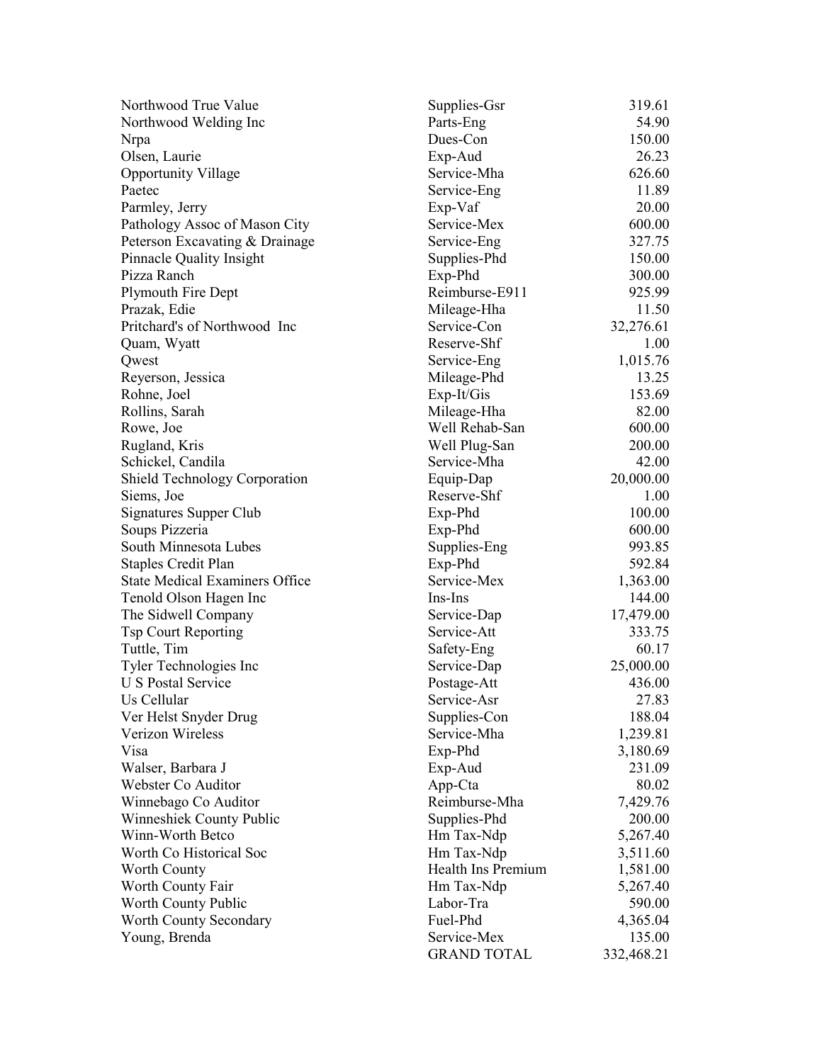| | | |
|---|---|---|
| Northwood True Value | Supplies-Gsr | 319.61 |
| Northwood Welding Inc | Parts-Eng | 54.90 |
| Nrpa | Dues-Con | 150.00 |
| Olsen, Laurie | Exp-Aud | 26.23 |
| Opportunity Village | Service-Mha | 626.60 |
| Paetec | Service-Eng | 11.89 |
| Parmley, Jerry | Exp-Vaf | 20.00 |
| Pathology Assoc of Mason City | Service-Mex | 600.00 |
| Peterson Excavating & Drainage | Service-Eng | 327.75 |
| Pinnacle Quality Insight | Supplies-Phd | 150.00 |
| Pizza Ranch | Exp-Phd | 300.00 |
| Plymouth Fire Dept | Reimburse-E911 | 925.99 |
| Prazak, Edie | Mileage-Hha | 11.50 |
| Pritchard's of Northwood Inc | Service-Con | 32,276.61 |
| Quam, Wyatt | Reserve-Shf | 1.00 |
| Qwest | Service-Eng | 1,015.76 |
| Reyerson, Jessica | Mileage-Phd | 13.25 |
| Rohne, Joel | Exp-It/Gis | 153.69 |
| Rollins, Sarah | Mileage-Hha | 82.00 |
| Rowe, Joe | Well Rehab-San | 600.00 |
| Rugland, Kris | Well Plug-San | 200.00 |
| Schickel, Candila | Service-Mha | 42.00 |
| Shield Technology Corporation | Equip-Dap | 20,000.00 |
| Siems, Joe | Reserve-Shf | 1.00 |
| Signatures Supper Club | Exp-Phd | 100.00 |
| Soups Pizzeria | Exp-Phd | 600.00 |
| South Minnesota Lubes | Supplies-Eng | 993.85 |
| Staples Credit Plan | Exp-Phd | 592.84 |
| State Medical Examiners Office | Service-Mex | 1,363.00 |
| Tenold Olson Hagen Inc | Ins-Ins | 144.00 |
| The Sidwell Company | Service-Dap | 17,479.00 |
| Tsp Court Reporting | Service-Att | 333.75 |
| Tuttle, Tim | Safety-Eng | 60.17 |
| Tyler Technologies Inc | Service-Dap | 25,000.00 |
| U S Postal Service | Postage-Att | 436.00 |
| Us Cellular | Service-Asr | 27.83 |
| Ver Helst Snyder Drug | Supplies-Con | 188.04 |
| Verizon Wireless | Service-Mha | 1,239.81 |
| Visa | Exp-Phd | 3,180.69 |
| Walser, Barbara J | Exp-Aud | 231.09 |
| Webster Co Auditor | App-Cta | 80.02 |
| Winnebago Co Auditor | Reimburse-Mha | 7,429.76 |
| Winneshiek County Public | Supplies-Phd | 200.00 |
| Winn-Worth Betco | Hm Tax-Ndp | 5,267.40 |
| Worth Co Historical Soc | Hm Tax-Ndp | 3,511.60 |
| Worth County | Health Ins Premium | 1,581.00 |
| Worth County Fair | Hm Tax-Ndp | 5,267.40 |
| Worth County Public | Labor-Tra | 590.00 |
| Worth County Secondary | Fuel-Phd | 4,365.04 |
| Young, Brenda | Service-Mex | 135.00 |
| | GRAND TOTAL | 332,468.21 |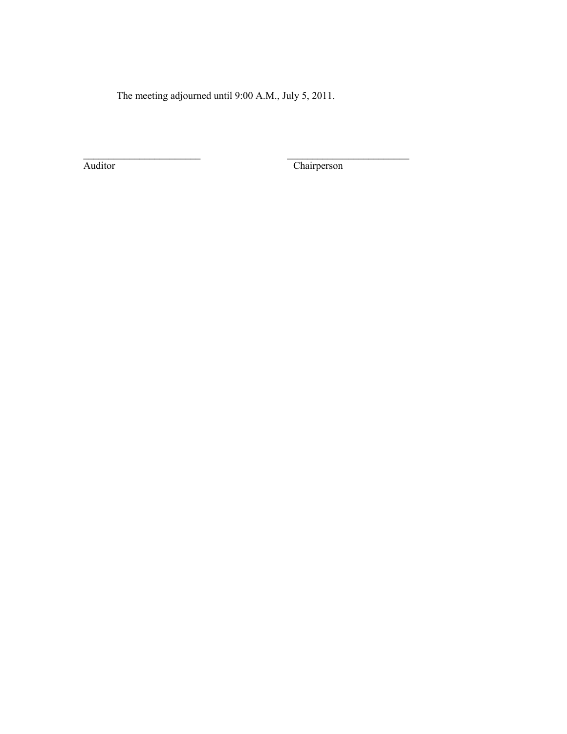The meeting adjourned until 9:00 A.M., July 5, 2011.

\_\_\_\_\_\_\_\_\_\_\_\_\_\_\_\_\_\_\_\_\_\_\_\_ \_\_\_\_\_\_\_\_\_\_\_\_\_\_\_\_\_\_\_\_\_\_\_\_\_

Auditor Chairperson